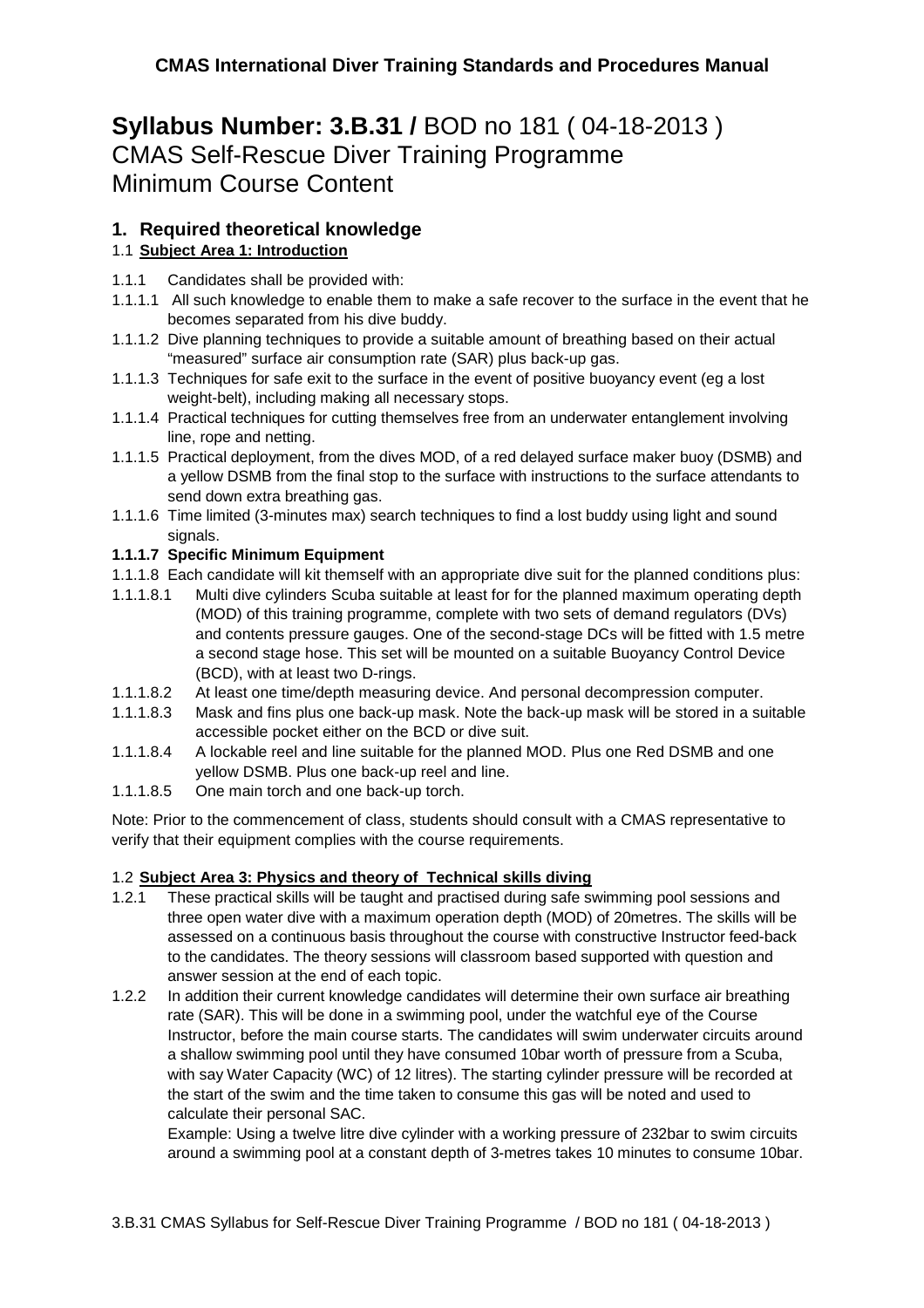# Syllabus Number: 3.B.31 / BOD no 181 ( 04-18-2013 )

CMAS Self-Rescue Diver Training Programme
Minimum Course Content

## 1. Required theoretical knowledge

### 1.1 Subject Area 1: Introduction

1.1.1 Candidates shall be provided with:

1.1.1.1 All such knowledge to enable them to make a safe recover to the surface in the event that he becomes separated from his dive buddy.

1.1.1.2 Dive planning techniques to provide a suitable amount of breathing based on their actual "measured" surface air consumption rate (SAR) plus back-up gas.

1.1.1.3 Techniques for safe exit to the surface in the event of positive buoyancy event (eg a lost weight-belt), including making all necessary stops.

1.1.1.4 Practical techniques for cutting themselves free from an underwater entanglement involving line, rope and netting.

1.1.1.5 Practical deployment, from the dives MOD, of a red delayed surface maker buoy (DSMB) and a yellow DSMB from the final stop to the surface with instructions to the surface attendants to send down extra breathing gas.

1.1.1.6 Time limited (3-minutes max) search techniques to find a lost buddy using light and sound signals.

**1.1.1.7 Specific Minimum Equipment**

1.1.1.8 Each candidate will kit themself with an appropriate dive suit for the planned conditions plus:

1.1.1.8.1 Multi dive cylinders Scuba suitable at least for for the planned maximum operating depth (MOD) of this training programme, complete with two sets of demand regulators (DVs) and contents pressure gauges. One of the second-stage DCs will be fitted with 1.5 metre a second stage hose. This set will be mounted on a suitable Buoyancy Control Device (BCD), with at least two D-rings.

1.1.1.8.2 At least one time/depth measuring device. And personal decompression computer.

1.1.1.8.3 Mask and fins plus one back-up mask. Note the back-up mask will be stored in a suitable accessible pocket either on the BCD or dive suit.

1.1.1.8.4 A lockable reel and line suitable for the planned MOD. Plus one Red DSMB and one yellow DSMB. Plus one back-up reel and line.

1.1.1.8.5 One main torch and one back-up torch.

Note: Prior to the commencement of class, students should consult with a CMAS representative to verify that their equipment complies with the course requirements.

### 1.2 Subject Area 3: Physics and theory of Technical skills diving

1.2.1 These practical skills will be taught and practised during safe swimming pool sessions and three open water dive with a maximum operation depth (MOD) of 20metres. The skills will be assessed on a continuous basis throughout the course with constructive Instructor feed-back to the candidates. The theory sessions will classroom based supported with question and answer session at the end of each topic.

1.2.2 In addition their current knowledge candidates will determine their own surface air breathing rate (SAR). This will be done in a swimming pool, under the watchful eye of the Course Instructor, before the main course starts. The candidates will swim underwater circuits around a shallow swimming pool until they have consumed 10bar worth of pressure from a Scuba, with say Water Capacity (WC) of 12 litres). The starting cylinder pressure will be recorded at the start of the swim and the time taken to consume this gas will be noted and used to calculate their personal SAC.

Example: Using a twelve litre dive cylinder with a working pressure of 232bar to swim circuits around a swimming pool at a constant depth of 3-metres takes 10 minutes to consume 10bar.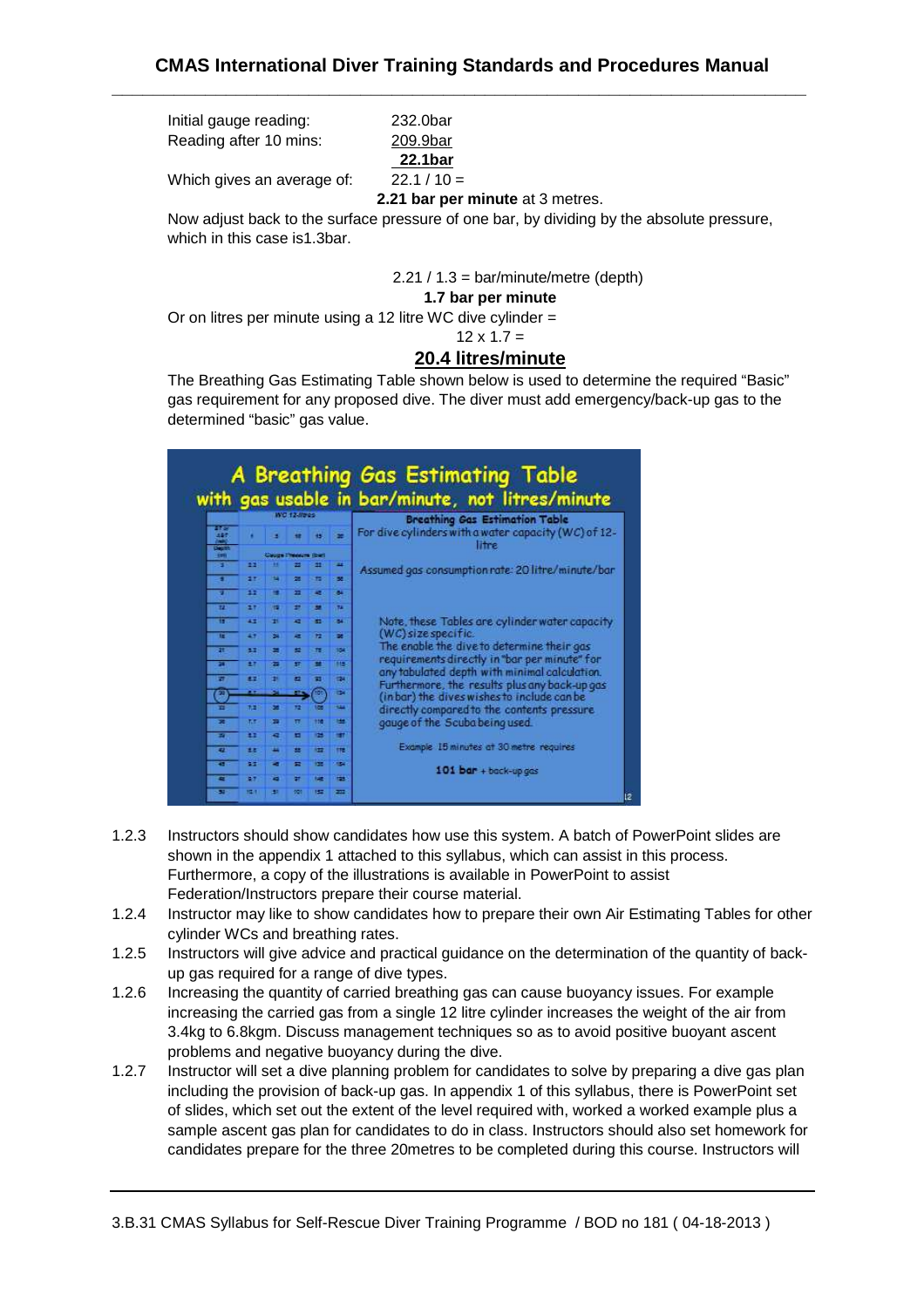| | |
|---|---|
| Initial gauge reading: | 232.0bar |
| Reading after 10 mins: | 209.9bar |
| | **22.1bar** |
| Which gives an average of: | 22.1 / 10 = |

**2.21 bar per minute** at 3 metres.

Now adjust back to the surface pressure of one bar, by dividing by the absolute pressure, which in this case is1.3bar.

2.21 / 1.3 = bar/minute/metre (depth)

**1.7 bar per minute**

Or on litres per minute using a 12 litre WC dive cylinder =

12 x 1.7 =

**20.4 litres/minute**

The Breathing Gas Estimating Table shown below is used to determine the required "Basic" gas requirement for any proposed dive. The diver must add emergency/back-up gas to the determined "basic" gas value.

**A Breathing Gas Estimating Table with gas usable in bar/minute, not litres/minute**

**Breathing Gas Estimation Table**

For dive cylinders with a water capacity (WC) of 12-litre

Assumed gas consumption rate: 20 litre/minute/bar

Note, these Tables are cylinder water capacity (WC) size specific. The enable the dive to determine their gas requirements directly in "bar per minute" for any tabulated depth with minimal calculation. Furthermore, the results plus any back-up gas (in bar) the dives wishes to include can be directly compared to the contents pressure gauge of the Scuba being used.

Example 15 minutes at 30 metre requires

**101 bar** + back-up gas

1.2.3 Instructors should show candidates how use this system. A batch of PowerPoint slides are shown in the appendix 1 attached to this syllabus, which can assist in this process. Furthermore, a copy of the illustrations is available in PowerPoint to assist Federation/Instructors prepare their course material.

1.2.4 Instructor may like to show candidates how to prepare their own Air Estimating Tables for other cylinder WCs and breathing rates.

1.2.5 Instructors will give advice and practical guidance on the determination of the quantity of back-up gas required for a range of dive types.

1.2.6 Increasing the quantity of carried breathing gas can cause buoyancy issues. For example increasing the carried gas from a single 12 litre cylinder increases the weight of the air from 3.4kg to 6.8kgm. Discuss management techniques so as to avoid positive buoyant ascent problems and negative buoyancy during the dive.

1.2.7 Instructor will set a dive planning problem for candidates to solve by preparing a dive gas plan including the provision of back-up gas. In appendix 1 of this syllabus, there is PowerPoint set of slides, which set out the extent of the level required with, worked a worked example plus a sample ascent gas plan for candidates to do in class. Instructors should also set homework for candidates prepare for the three 20metres to be completed during this course. Instructors will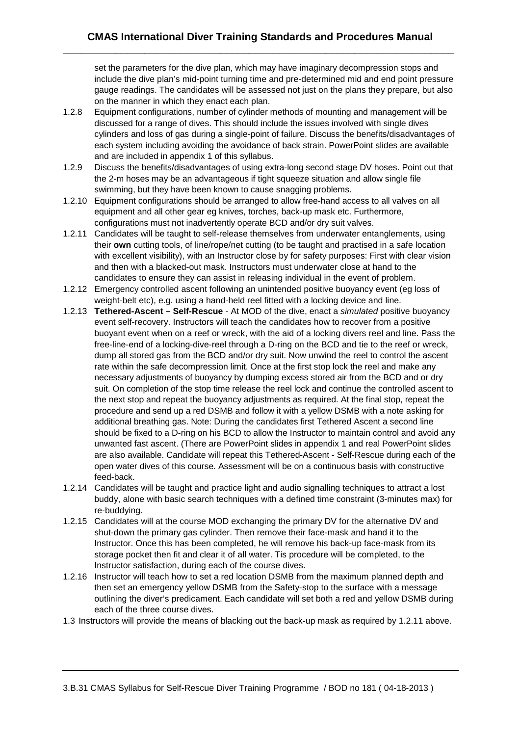set the parameters for the dive plan, which may have imaginary decompression stops and include the dive plan's mid-point turning time and pre-determined mid and end point pressure gauge readings. The candidates will be assessed not just on the plans they prepare, but also on the manner in which they enact each plan.

1.2.8 Equipment configurations, number of cylinder methods of mounting and management will be discussed for a range of dives. This should include the issues involved with single dives cylinders and loss of gas during a single-point of failure. Discuss the benefits/disadvantages of each system including avoiding the avoidance of back strain. PowerPoint slides are available and are included in appendix 1 of this syllabus.

1.2.9 Discuss the benefits/disadvantages of using extra-long second stage DV hoses. Point out that the 2-m hoses may be an advantageous if tight squeeze situation and allow single file swimming, but they have been known to cause snagging problems.

1.2.10 Equipment configurations should be arranged to allow free-hand access to all valves on all equipment and all other gear eg knives, torches, back-up mask etc. Furthermore, configurations must not inadvertently operate BCD and/or dry suit valves.

1.2.11 Candidates will be taught to self-release themselves from underwater entanglements, using their **own** cutting tools, of line/rope/net cutting (to be taught and practised in a safe location with excellent visibility), with an Instructor close by for safety purposes: First with clear vision and then with a blacked-out mask. Instructors must underwater close at hand to the candidates to ensure they can assist in releasing individual in the event of problem.

1.2.12 Emergency controlled ascent following an unintended positive buoyancy event (eg loss of weight-belt etc), e.g. using a hand-held reel fitted with a locking device and line.

1.2.13 **Tethered-Ascent – Self-Rescue** - At MOD of the dive, enact a *simulated* positive buoyancy event self-recovery. Instructors will teach the candidates how to recover from a positive buoyant event when on a reef or wreck, with the aid of a locking divers reel and line. Pass the free-line-end of a locking-dive-reel through a D-ring on the BCD and tie to the reef or wreck, dump all stored gas from the BCD and/or dry suit. Now unwind the reel to control the ascent rate within the safe decompression limit. Once at the first stop lock the reel and make any necessary adjustments of buoyancy by dumping excess stored air from the BCD and or dry suit. On completion of the stop time release the reel lock and continue the controlled ascent to the next stop and repeat the buoyancy adjustments as required. At the final stop, repeat the procedure and send up a red DSMB and follow it with a yellow DSMB with a note asking for additional breathing gas. Note: During the candidates first Tethered Ascent a second line should be fixed to a D-ring on his BCD to allow the Instructor to maintain control and avoid any unwanted fast ascent. (There are PowerPoint slides in appendix 1 and real PowerPoint slides are also available. Candidate will repeat this Tethered-Ascent - Self-Rescue during each of the open water dives of this course. Assessment will be on a continuous basis with constructive feed-back.

1.2.14 Candidates will be taught and practice light and audio signalling techniques to attract a lost buddy, alone with basic search techniques with a defined time constraint (3-minutes max) for re-buddying.

1.2.15 Candidates will at the course MOD exchanging the primary DV for the alternative DV and shut-down the primary gas cylinder. Then remove their face-mask and hand it to the Instructor. Once this has been completed, he will remove his back-up face-mask from its storage pocket then fit and clear it of all water. Tis procedure will be completed, to the Instructor satisfaction, during each of the course dives.

1.2.16 Instructor will teach how to set a red location DSMB from the maximum planned depth and then set an emergency yellow DSMB from the Safety-stop to the surface with a message outlining the diver's predicament. Each candidate will set both a red and yellow DSMB during each of the three course dives.

1.3 Instructors will provide the means of blacking out the back-up mask as required by 1.2.11 above.